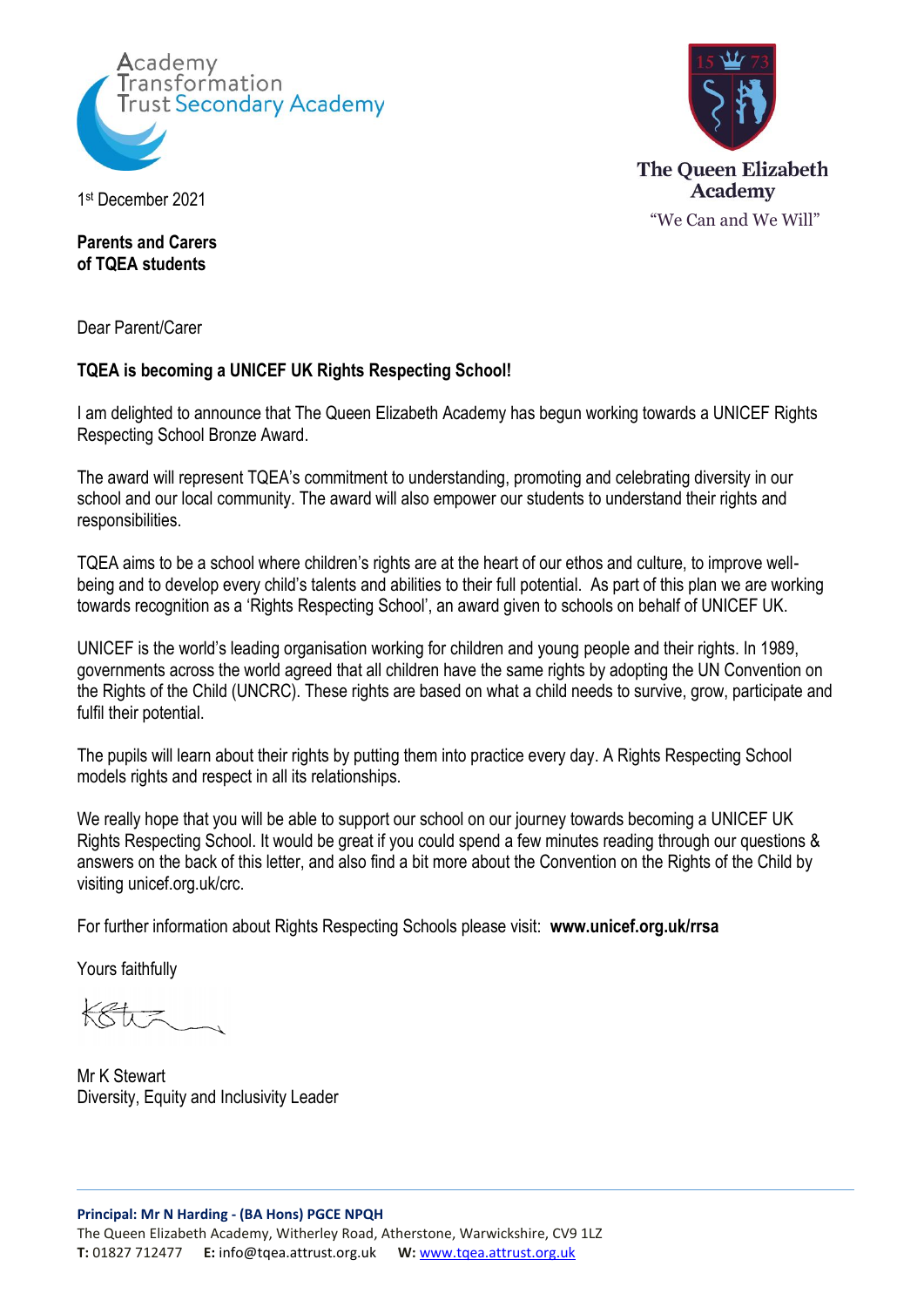Academy Transformation Trust Secondary Academy

The Queen Elizabeth Academy

"We Can and We Will"

1st December 2021

**Parents and Carers**
**of TQEA students**

Dear Parent/Carer

**TQEA is becoming a UNICEF UK Rights Respecting School!**

I am delighted to announce that The Queen Elizabeth Academy has begun working towards a UNICEF Rights Respecting School Bronze Award.

The award will represent TQEA's commitment to understanding, promoting and celebrating diversity in our school and our local community. The award will also empower our students to understand their rights and responsibilities.

TQEA aims to be a school where children's rights are at the heart of our ethos and culture, to improve well-being and to develop every child's talents and abilities to their full potential. As part of this plan we are working towards recognition as a 'Rights Respecting School', an award given to schools on behalf of UNICEF UK.

UNICEF is the world's leading organisation working for children and young people and their rights. In 1989, governments across the world agreed that all children have the same rights by adopting the UN Convention on the Rights of the Child (UNCRC). These rights are based on what a child needs to survive, grow, participate and fulfil their potential.

The pupils will learn about their rights by putting them into practice every day. A Rights Respecting School models rights and respect in all its relationships.

We really hope that you will be able to support our school on our journey towards becoming a UNICEF UK Rights Respecting School. It would be great if you could spend a few minutes reading through our questions & answers on the back of this letter, and also find a bit more about the Convention on the Rights of the Child by visiting unicef.org.uk/crc.

For further information about Rights Respecting Schools please visit: **www.unicef.org.uk/rrsa**

Yours faithfully

Mr K Stewart
Diversity, Equity and Inclusivity Leader

**Principal: Mr N Harding - (BA Hons) PGCE NPQH**
The Queen Elizabeth Academy, Witherley Road, Atherstone, Warwickshire, CV9 1LZ
**T:** 01827 712477 **E:** info@tqea.attrust.org.uk **W:** www.tqea.attrust.org.uk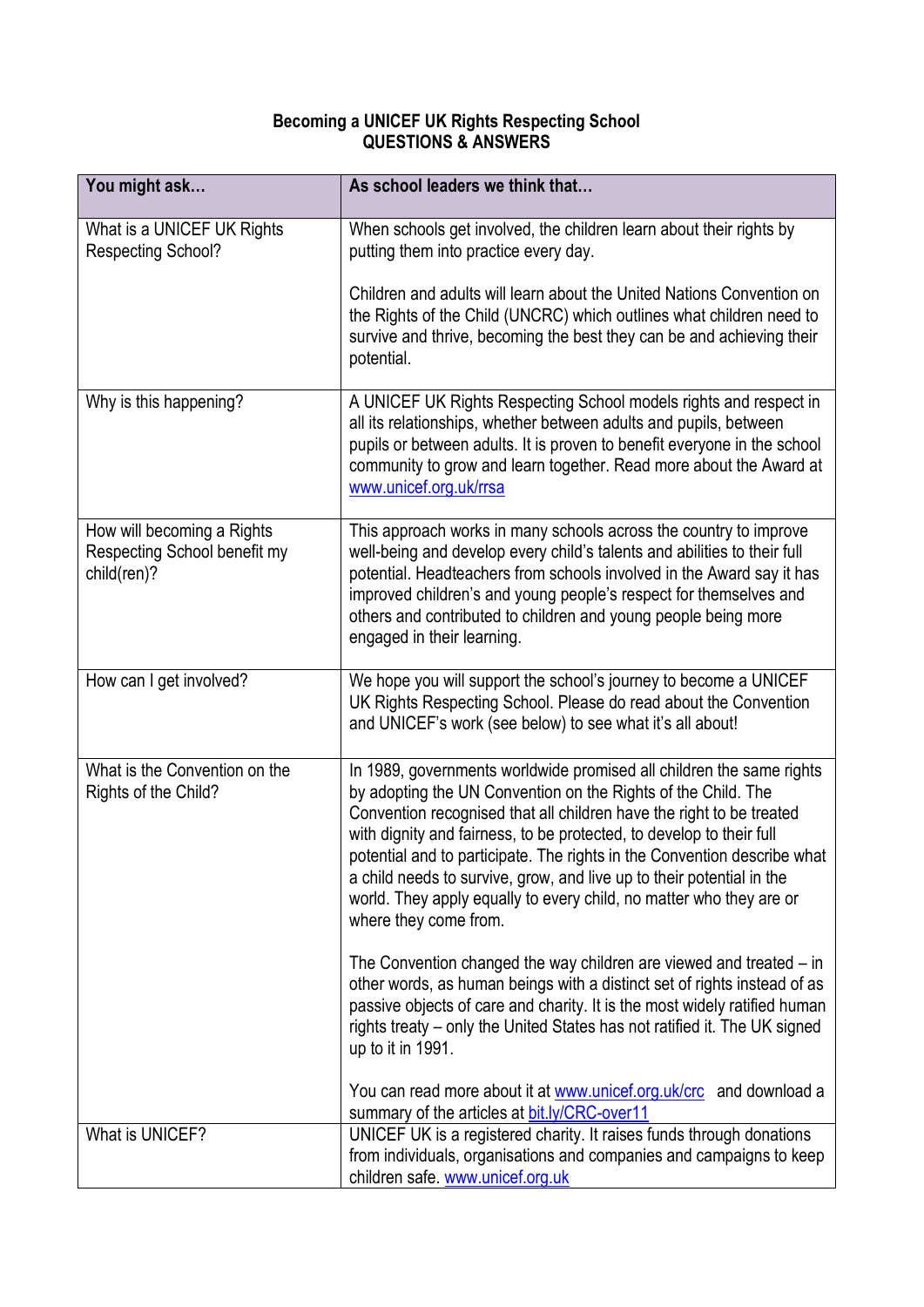**Becoming a UNICEF UK Rights Respecting School**
**QUESTIONS & ANSWERS**

| You might ask… | As school leaders we think that… |
|---|---|
| What is a UNICEF UK Rights Respecting School? | When schools get involved, the children learn about their rights by putting them into practice every day.<br><br>Children and adults will learn about the United Nations Convention on the Rights of the Child (UNCRC) which outlines what children need to survive and thrive, becoming the best they can be and achieving their potential. |
| Why is this happening? | A UNICEF UK Rights Respecting School models rights and respect in all its relationships, whether between adults and pupils, between pupils or between adults. It is proven to benefit everyone in the school community to grow and learn together. Read more about the Award at www.unicef.org.uk/rrsa |
| How will becoming a Rights Respecting School benefit my child(ren)? | This approach works in many schools across the country to improve well-being and develop every child's talents and abilities to their full potential. Headteachers from schools involved in the Award say it has improved children's and young people's respect for themselves and others and contributed to children and young people being more engaged in their learning. |
| How can I get involved? | We hope you will support the school's journey to become a UNICEF UK Rights Respecting School. Please do read about the Convention and UNICEF's work (see below) to see what it's all about! |
| What is the Convention on the Rights of the Child? | In 1989, governments worldwide promised all children the same rights by adopting the UN Convention on the Rights of the Child. The Convention recognised that all children have the right to be treated with dignity and fairness, to be protected, to develop to their full potential and to participate. The rights in the Convention describe what a child needs to survive, grow, and live up to their potential in the world. They apply equally to every child, no matter who they are or where they come from.<br><br>The Convention changed the way children are viewed and treated – in other words, as human beings with a distinct set of rights instead of as passive objects of care and charity. It is the most widely ratified human rights treaty – only the United States has not ratified it. The UK signed up to it in 1991.<br><br>You can read more about it at www.unicef.org.uk/crc and download a summary of the articles at bit.ly/CRC-over11 |
| What is UNICEF? | UNICEF UK is a registered charity. It raises funds through donations from individuals, organisations and companies and campaigns to keep children safe. www.unicef.org.uk |